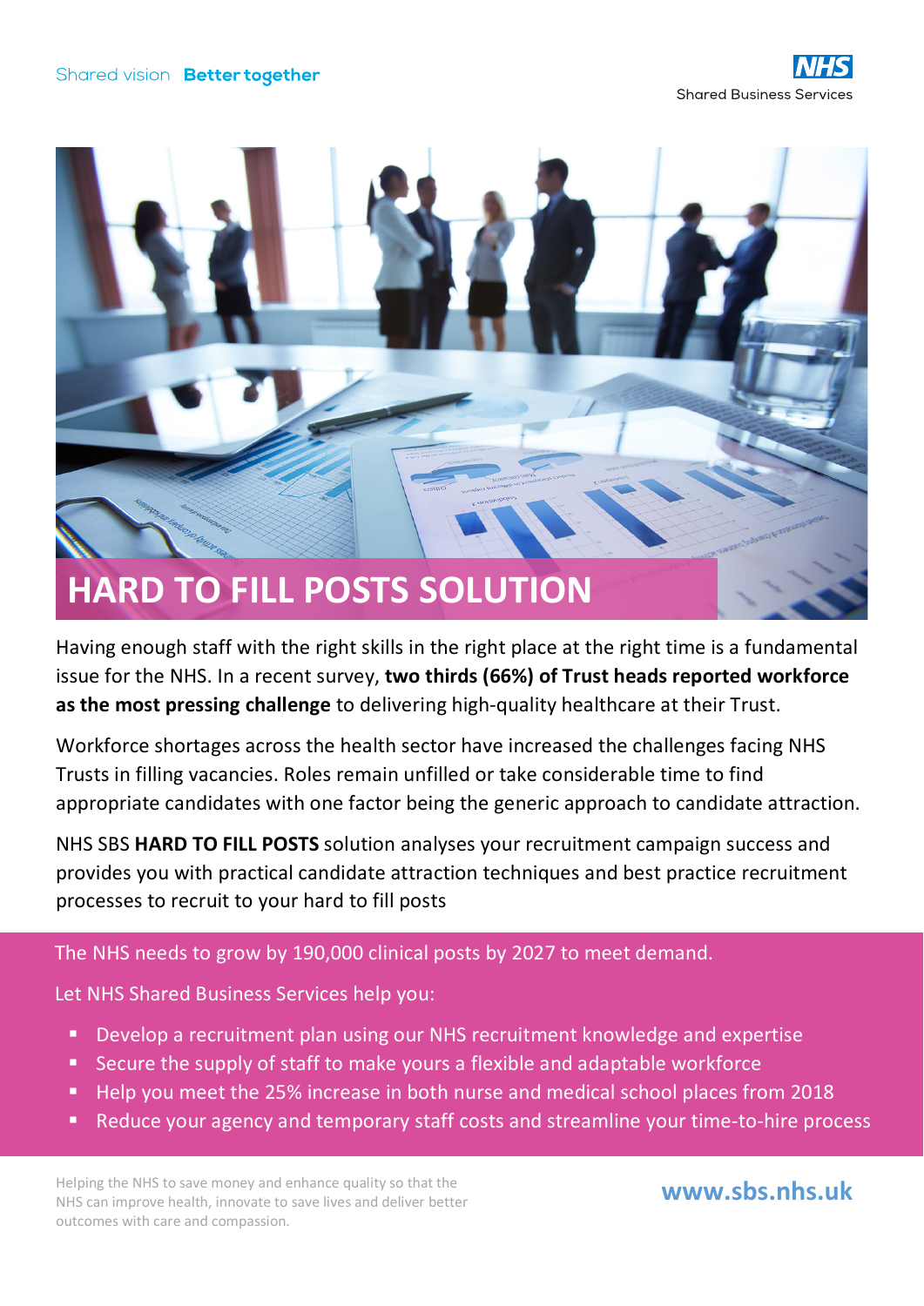Shared vision **Better together**

NHS Shared Business Services

# HARD TO FILL POSTS SOLUTION

Having enough staff with the right skills in the right place at the right time is a fundamental issue for the NHS. In a recent survey, **two thirds (66%) of Trust heads reported workforce as the most pressing challenge** to delivering high-quality healthcare at their Trust.

Workforce shortages across the health sector have increased the challenges facing NHS Trusts in filling vacancies. Roles remain unfilled or take considerable time to find appropriate candidates with one factor being the generic approach to candidate attraction.

NHS SBS **HARD TO FILL POSTS** solution analyses your recruitment campaign success and provides you with practical candidate attraction techniques and best practice recruitment processes to recruit to your hard to fill posts

The NHS needs to grow by 190,000 clinical posts by 2027 to meet demand.

Let NHS Shared Business Services help you:

- Develop a recruitment plan using our NHS recruitment knowledge and expertise
- Secure the supply of staff to make yours a flexible and adaptable workforce
- Help you meet the 25% increase in both nurse and medical school places from 2018
- Reduce your agency and temporary staff costs and streamline your time-to-hire process

Helping the NHS to save money and enhance quality so that the NHS can improve health, innovate to save lives and deliver better outcomes with care and compassion.

**www.sbs.nhs.uk**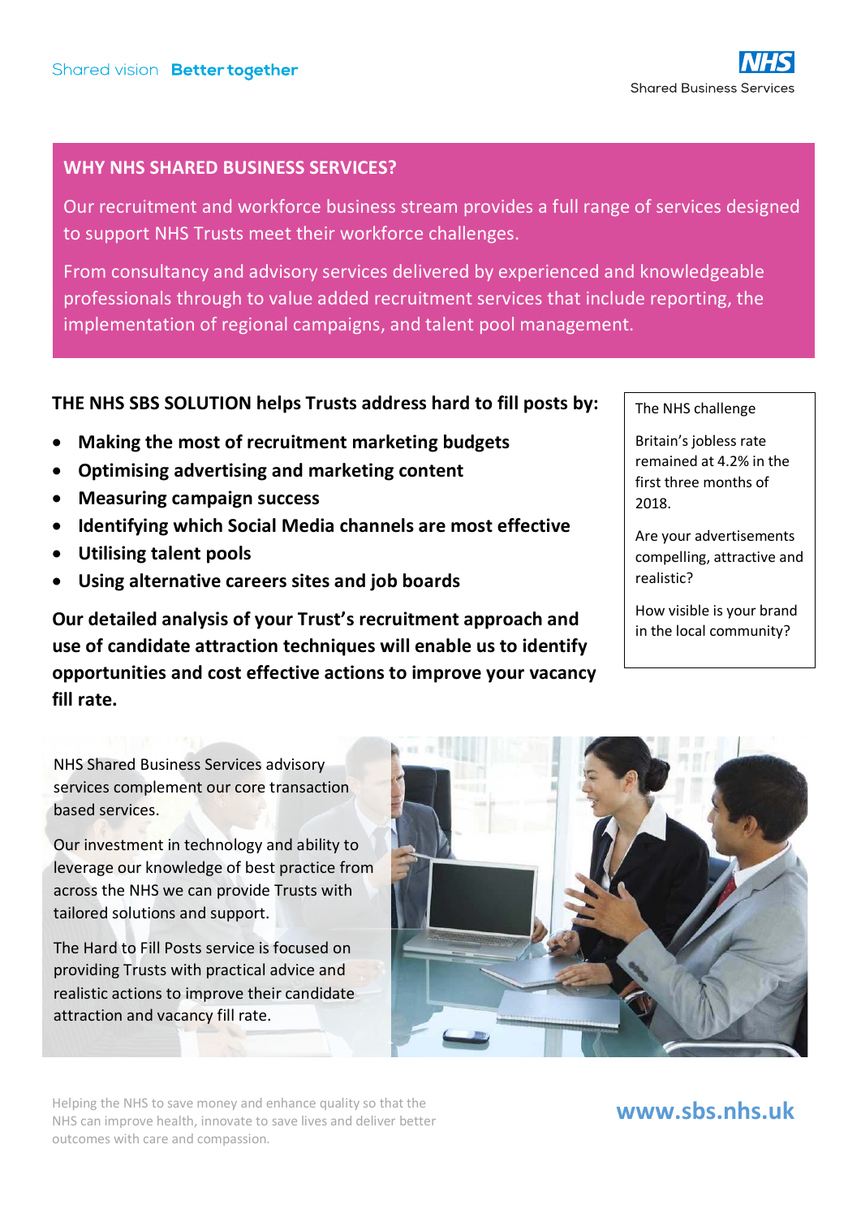Shared vision **Better together**

## WHY NHS SHARED BUSINESS SERVICES?

Our recruitment and workforce business stream provides a full range of services designed to support NHS Trusts meet their workforce challenges.

From consultancy and advisory services delivered by experienced and knowledgeable professionals through to value added recruitment services that include reporting, the implementation of regional campaigns, and talent pool management.

**THE NHS SBS SOLUTION helps Trusts address hard to fill posts by:**

- **Making the most of recruitment marketing budgets**
- **Optimising advertising and marketing content**
- **Measuring campaign success**
- **Identifying which Social Media channels are most effective**
- **Utilising talent pools**
- **Using alternative careers sites and job boards**

**Our detailed analysis of your Trust's recruitment approach and use of candidate attraction techniques will enable us to identify opportunities and cost effective actions to improve your vacancy fill rate.**

The NHS challenge

Britain's jobless rate remained at 4.2% in the first three months of 2018.

Are your advertisements compelling, attractive and realistic?

How visible is your brand in the local community?

NHS Shared Business Services advisory services complement our core transaction based services.

Our investment in technology and ability to leverage our knowledge of best practice from across the NHS we can provide Trusts with tailored solutions and support.

The Hard to Fill Posts service is focused on providing Trusts with practical advice and realistic actions to improve their candidate attraction and vacancy fill rate.

Helping the NHS to save money and enhance quality so that the NHS can improve health, innovate to save lives and deliver better outcomes with care and compassion.

**www.sbs.nhs.uk**